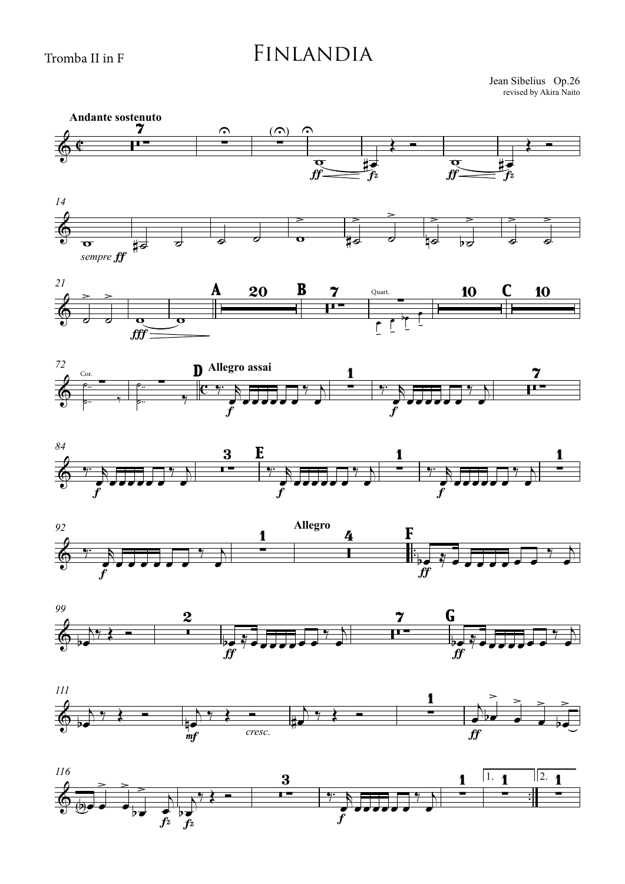Tromba II in F

# Finlandia

Jean Sibelius Op.26
revised by Akira Naito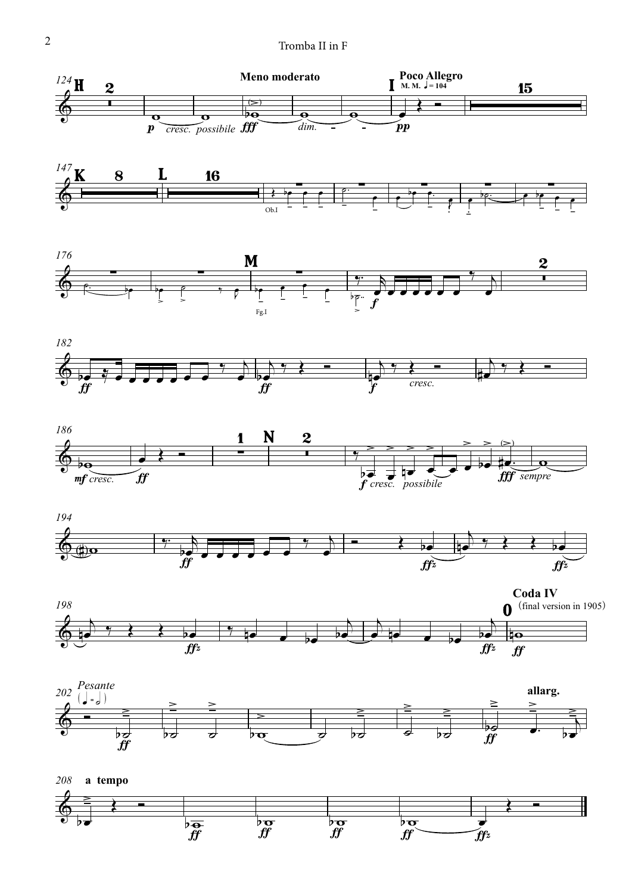Tromba II in F

124 H 2

*p* *cresc. possibile*

**Meno moderato**

*fff* *dim.*

**I** **Poco Allegro** M. M. ♩= 104

*pp*

15

147 K 8 L 16

Ob.I

176

M

Fg.I

*f*

2

182

*ff* *ff* *f* *cresc.*

186

*mf cresc.* *ff*

1 N 2

*f cresc. possibile* *fff sempre*

194

*ff* *ffz* *ffz*

198

*ffz* *ffz*

**Coda IV** (final version in 1905)

0

*ff*

202 *Pesante* (♩ = 𝅗𝅥)

*ff*

**allarg.**

*ff*

208 **a tempo**

*ff* *ff* *ff* *ff* *ffz*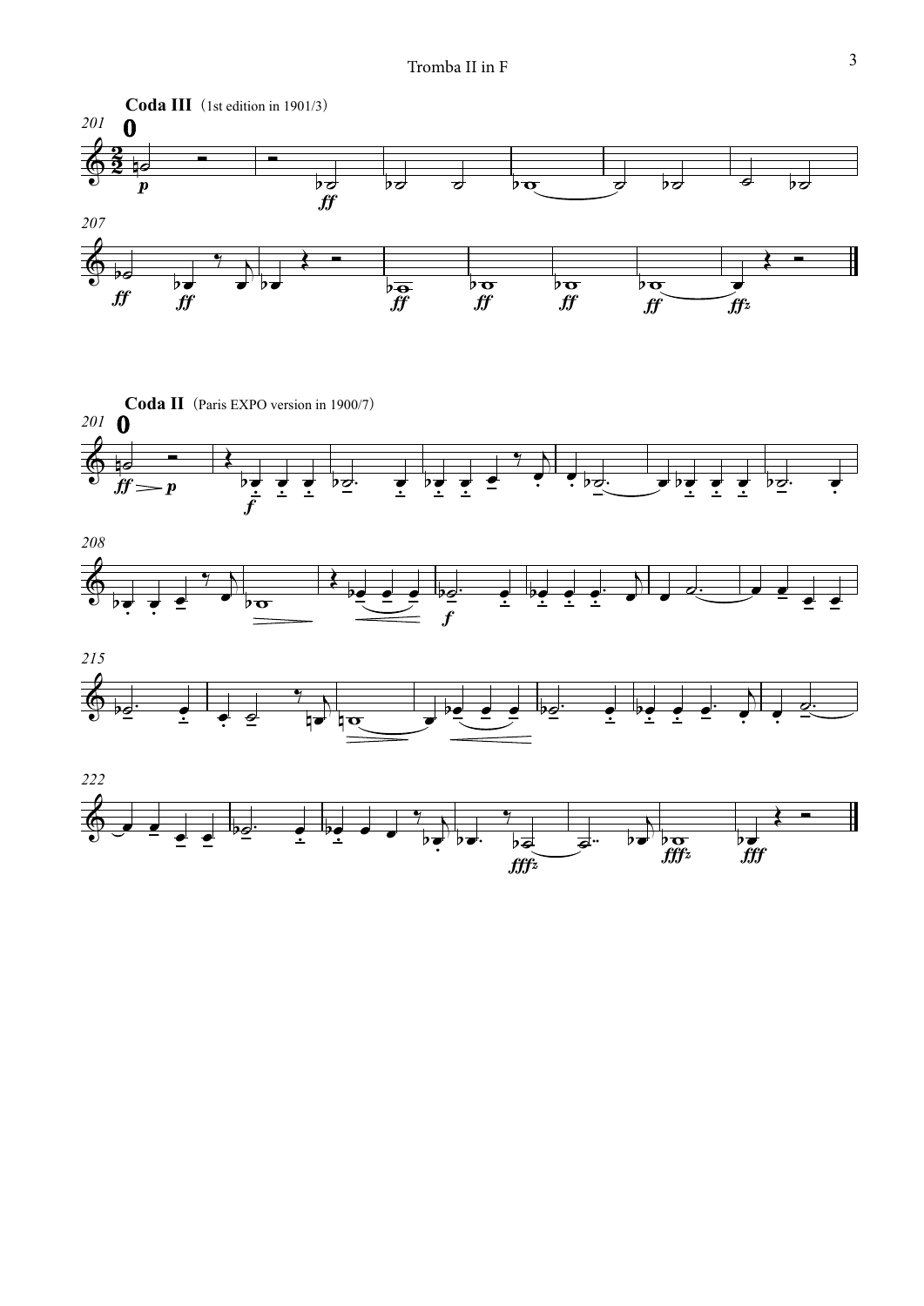**Coda III** (1st edition in 1901/3)

**Coda II** (Paris EXPO version in 1900/7)